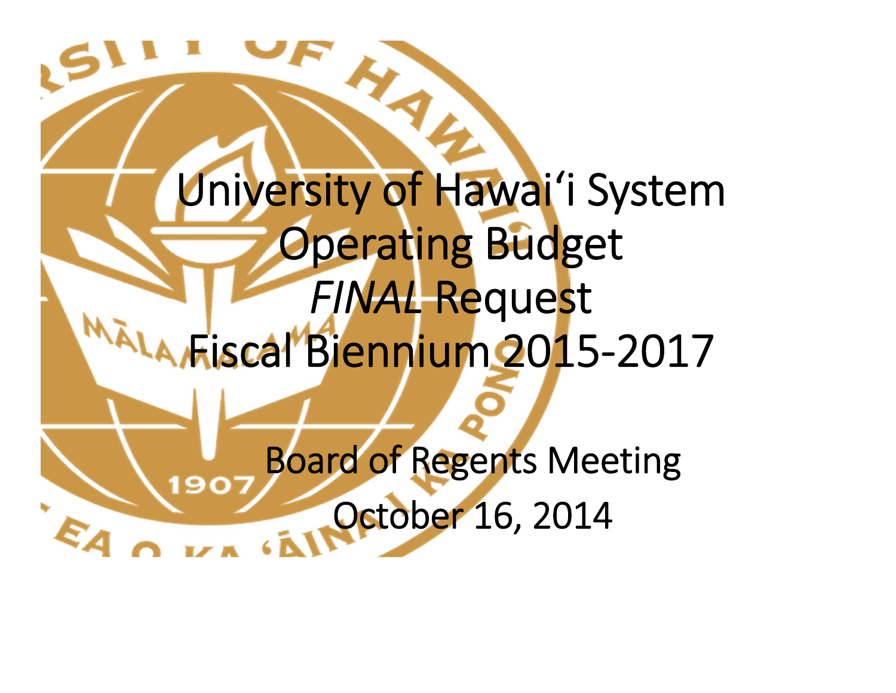# University of Hawaiʻi System Operating Budget *FINAL* Request Fiscal Biennium 2015-2017

Board of Regents Meeting

October 16, 2014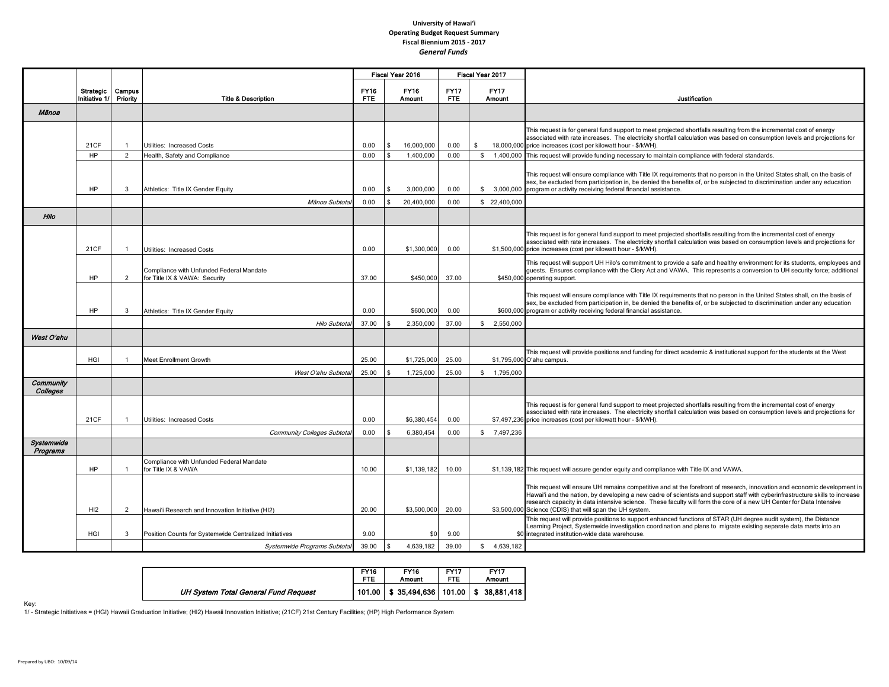# University of Hawai'i
## Operating Budget Request Summary
## Fiscal Biennium 2015 - 2017
### *General Funds*

| | Strategic Initiative 1/ | Campus Priority | Title & Description | FY16 FTE | FY16 Amount | FY17 FTE | FY17 Amount | Justification |
|---|---|---|---|---|---|---|---|---|
| | | | | Fiscal Year 2016 | | Fiscal Year 2017 | | |
| ***Mānoa*** | | | | | | | | |
| | 21CF | 1 | Utilities: Increased Costs | 0.00 | $ 16,000,000 | 0.00 | $ 18,000,000 | This request is for general fund support to meet projected shortfalls resulting from the incremental cost of energy associated with rate increases. The electricity shortfall calculation was based on consumption levels and projections for price increases (cost per kilowatt hour - $/kWH). |
| | HP | 2 | Health, Safety and Compliance | 0.00 | $ 1,400,000 | 0.00 | $ 1,400,000 | This request will provide funding necessary to maintain compliance with federal standards. |
| | HP | 3 | Athletics: Title IX Gender Equity | 0.00 | $ 3,000,000 | 0.00 | $ 3,000,000 | This request will ensure compliance with Title IX requirements that no person in the United States shall, on the basis of sex, be excluded from participation in, be denied the benefits of, or be subjected to discrimination under any education program or activity receiving federal financial assistance. |
| | | | *Mānoa Subtotal* | 0.00 | $ 20,400,000 | 0.00 | $ 22,400,000 | |
| ***Hilo*** | | | | | | | | |
| | 21CF | 1 | Utilities: Increased Costs | 0.00 | $1,300,000 | 0.00 | $1,500,000 | This request is for general fund support to meet projected shortfalls resulting from the incremental cost of energy associated with rate increases. The electricity shortfall calculation was based on consumption levels and projections for price increases (cost per kilowatt hour - $/kWH). |
| | HP | 2 | Compliance with Unfunded Federal Mandate for Title IX & VAWA: Security | 37.00 | $450,000 | 37.00 | $450,000 | This request will support UH Hilo's commitment to provide a safe and healthy environment for its students, employees and guests. Ensures compliance with the Clery Act and VAWA. This represents a conversion to UH security force; additional operating support. |
| | HP | 3 | Athletics: Title IX Gender Equity | 0.00 | $600,000 | 0.00 | $600,000 | This request will ensure compliance with Title IX requirements that no person in the United States shall, on the basis of sex, be excluded from participation in, be denied the benefits of, or be subjected to discrimination under any education program or activity receiving federal financial assistance. |
| | | | *Hilo Subtotal* | 37.00 | $ 2,350,000 | 37.00 | $ 2,550,000 | |
| ***West O'ahu*** | | | | | | | | |
| | HGI | 1 | Meet Enrollment Growth | 25.00 | $1,725,000 | 25.00 | $1,795,000 | This request will provide positions and funding for direct academic & institutional support for the students at the West O'ahu campus. |
| | | | *West O'ahu Subtotal* | 25.00 | $ 1,725,000 | 25.00 | $ 1,795,000 | |
| ***Community Colleges*** | | | | | | | | |
| | 21CF | 1 | Utilities: Increased Costs | 0.00 | $6,380,454 | 0.00 | $7,497,236 | This request is for general fund support to meet projected shortfalls resulting from the incremental cost of energy associated with rate increases. The electricity shortfall calculation was based on consumption levels and projections for price increases (cost per kilowatt hour - $/kWH). |
| | | | *Community Colleges Subtotal* | 0.00 | $ 6,380,454 | 0.00 | $ 7,497,236 | |
| ***Systemwide Programs*** | | | | | | | | |
| | HP | 1 | Compliance with Unfunded Federal Mandate for Title IX & VAWA | 10.00 | $1,139,182 | 10.00 | $1,139,182 | This request will assure gender equity and compliance with Title IX and VAWA. |
| | HI2 | 2 | Hawai'i Research and Innovation Initiative (HI2) | 20.00 | $3,500,000 | 20.00 | $3,500,000 | This request will ensure UH remains competitive and at the forefront of research, innovation and economic development in Hawai'i and the nation, by developing a new cadre of scientists and support staff with cyberinfrastructure skills to increase research capacity in data intensive science. These faculty will form the core of a new UH Center for Data Intensive Science (CDIS) that will span the UH system. |
| | HGI | 3 | Position Counts for Systemwide Centralized Initiatives | 9.00 | $0 | 9.00 | $0 | This request will provide positions to support enhanced functions of STAR (UH degree audit system), the Distance Learning Project, Systemwide investigation coordination and plans to migrate existing separate data marts into an integrated institution-wide data warehouse. |
| | | | *Systemwide Programs Subtotal* | 39.00 | $ 4,639,182 | 39.00 | $ 4,639,182 | |

| | FY16 FTE | FY16 Amount | FY17 FTE | FY17 Amount |
|---|---|---|---|---|
| ***UH System Total General Fund Request*** | **101.00** | **$ 35,494,636** | **101.00** | **$ 38,881,418** |

Key:
1/ - Strategic Initiatives = (HGI) Hawaii Graduation Initiative; (HI2) Hawaii Innovation Initiative; (21CF) 21st Century Facilities; (HP) High Performance System

Prepared by UBO: 10/09/14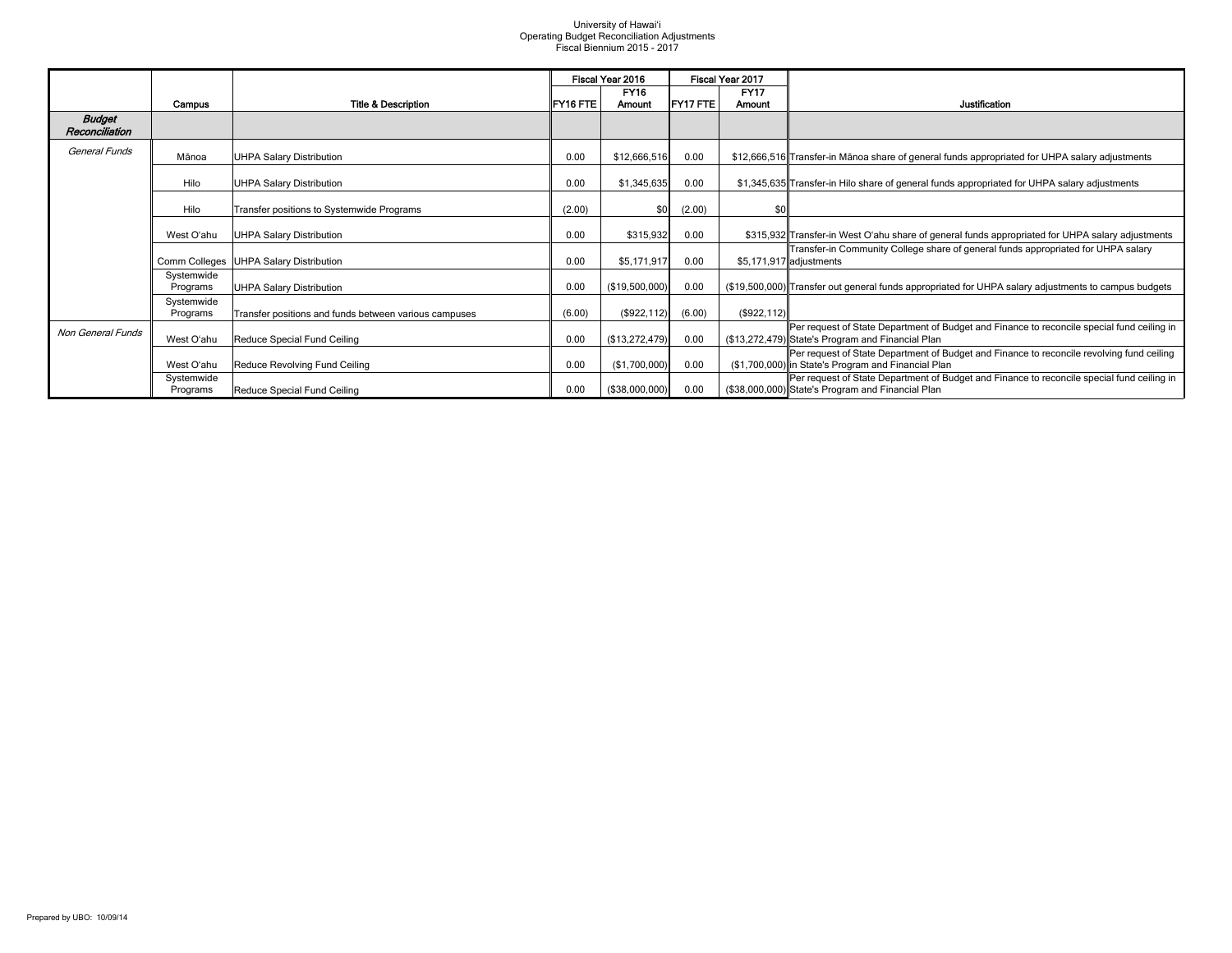University of Hawai'i
Operating Budget Reconciliation Adjustments
Fiscal Biennium 2015 - 2017

| | Campus | Title & Description | Fiscal Year 2016 | | Fiscal Year 2017 | | Justification |
|---|---|---|---|---|---|---|---|
| | | | FY16 FTE | FY16 Amount | FY17 FTE | FY17 Amount | |
| ***Budget Reconciliation*** | | | | | | | |
| *General Funds* | Mānoa | UHPA Salary Distribution | 0.00 | $12,666,516 | 0.00 | $12,666,516 | Transfer-in Mānoa share of general funds appropriated for UHPA salary adjustments |
| | Hilo | UHPA Salary Distribution | 0.00 | $1,345,635 | 0.00 | $1,345,635 | Transfer-in Hilo share of general funds appropriated for UHPA salary adjustments |
| | Hilo | Transfer positions to Systemwide Programs | (2.00) | $0 | (2.00) | $0 | |
| | West O'ahu | UHPA Salary Distribution | 0.00 | $315,932 | 0.00 | $315,932 | Transfer-in West O'ahu share of general funds appropriated for UHPA salary adjustments |
| | Comm Colleges | UHPA Salary Distribution | 0.00 | $5,171,917 | 0.00 | $5,171,917 | Transfer-in Community College share of general funds appropriated for UHPA salary adjustments |
| | Systemwide Programs | UHPA Salary Distribution | 0.00 | ($19,500,000) | 0.00 | ($19,500,000) | Transfer out general funds appropriated for UHPA salary adjustments to campus budgets |
| | Systemwide Programs | Transfer positions and funds between various campuses | (6.00) | ($922,112) | (6.00) | ($922,112) | |
| *Non General Funds* | West O'ahu | Reduce Special Fund Ceiling | 0.00 | ($13,272,479) | 0.00 | ($13,272,479) | Per request of State Department of Budget and Finance to reconcile special fund ceiling in State's Program and Financial Plan |
| | West O'ahu | Reduce Revolving Fund Ceiling | 0.00 | ($1,700,000) | 0.00 | ($1,700,000) | Per request of State Department of Budget and Finance to reconcile revolving fund ceiling in State's Program and Financial Plan |
| | Systemwide Programs | Reduce Special Fund Ceiling | 0.00 | ($38,000,000) | 0.00 | ($38,000,000) | Per request of State Department of Budget and Finance to reconcile special fund ceiling in State's Program and Financial Plan |

Prepared by UBO: 10/09/14